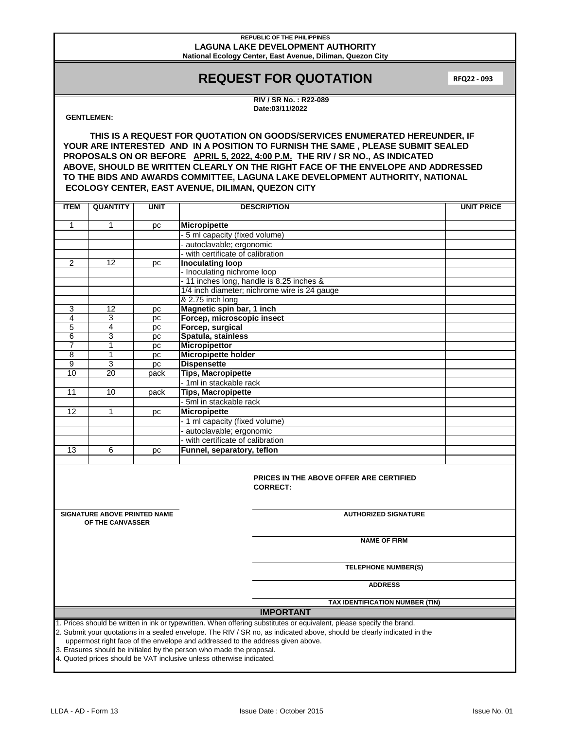REPUBLIC OF THE PHILIPPINES
**LAGUNA LAKE DEVELOPMENT AUTHORITY**
National Ecology Center, East Avenue, Diliman, Quezon City

# REQUEST FOR QUOTATION

**RFQ22 - 093**

**RIV / SR No. : R22-089**
**Date:03/11/2022**

**GENTLEMEN:**

**THIS IS A REQUEST FOR QUOTATION ON GOODS/SERVICES ENUMERATED HEREUNDER, IF YOUR ARE INTERESTED AND IN A POSITION TO FURNISH THE SAME , PLEASE SUBMIT SEALED PROPOSALS ON OR BEFORE APRIL 5, 2022, 4:00 P.M. THE RIV / SR NO., AS INDICATED ABOVE, SHOULD BE WRITTEN CLEARLY ON THE RIGHT FACE OF THE ENVELOPE AND ADDRESSED TO THE BIDS AND AWARDS COMMITTEE, LAGUNA LAKE DEVELOPMENT AUTHORITY, NATIONAL ECOLOGY CENTER, EAST AVENUE, DILIMAN, QUEZON CITY**

| ITEM | QUANTITY | UNIT | DESCRIPTION | UNIT PRICE |
|---|---|---|---|---|
| 1 | 1 | pc | **Micropipette** | |
| | | | - 5 ml capacity (fixed volume) | |
| | | | - autoclavable; ergonomic | |
| | | | - with certificate of calibration | |
| 2 | 12 | pc | **Inoculating loop** | |
| | | | - Inoculating nichrome loop | |
| | | | - 11 inches long, handle is 8.25 inches & | |
| | | | 1/4 inch diameter; nichrome wire is 24 gauge | |
| | | | & 2.75 inch long | |
| 3 | 12 | pc | **Magnetic spin bar, 1 inch** | |
| 4 | 3 | pc | **Forcep, microscopic insect** | |
| 5 | 4 | pc | **Forcep, surgical** | |
| 6 | 3 | pc | **Spatula, stainless** | |
| 7 | 1 | pc | **Micropipettor** | |
| 8 | 1 | pc | **Micropipette holder** | |
| 9 | 3 | pc | **Dispensette** | |
| 10 | 20 | pack | **Tips, Macropipette** | |
| | | | - 1ml in stackable rack | |
| 11 | 10 | pack | **Tips, Macropipette** | |
| | | | - 5ml in stackable rack | |
| 12 | 1 | pc | **Micropipette** | |
| | | | - 1 ml capacity (fixed volume) | |
| | | | - autoclavable; ergonomic | |
| | | | - with certificate of calibration | |
| 13 | 6 | pc | **Funnel, separatory, teflon** | |

**PRICES IN THE ABOVE OFFER ARE CERTIFIED CORRECT:**

**SIGNATURE ABOVE PRINTED NAME OF THE CANVASSER**

**AUTHORIZED SIGNATURE**

**NAME OF FIRM**

**TELEPHONE NUMBER(S)**

**ADDRESS**

**TAX IDENTIFICATION NUMBER (TIN)**

## IMPORTANT

1. Prices should be written in ink or typewritten. When offering substitutes or equivalent, please specify the brand.
2. Submit your quotations in a sealed envelope. The RIV / SR no, as indicated above, should be clearly indicated in the uppermost right face of the envelope and addressed to the address given above.
3. Erasures should be initialed by the person who made the proposal.
4. Quoted prices should be VAT inclusive unless otherwise indicated.

LLDA - AD - Form 13    Issue Date : October 2015    Issue No. 01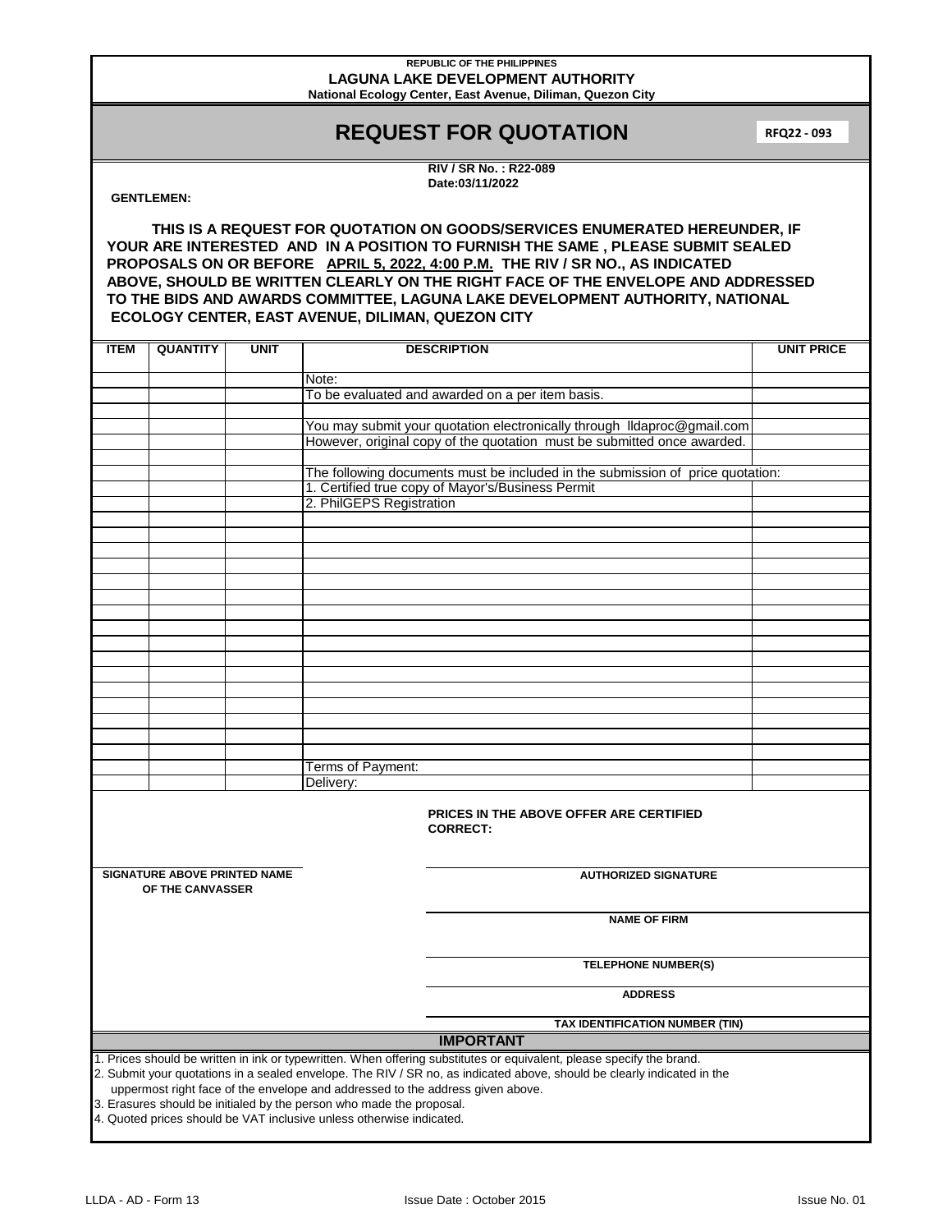REPUBLIC OF THE PHILIPPINES

**LAGUNA LAKE DEVELOPMENT AUTHORITY**

National Ecology Center, East Avenue, Diliman, Quezon City

# REQUEST FOR QUOTATION

**RFQ22 - 093**

**RIV / SR No. : R22-089**

**Date:03/11/2022**

**GENTLEMEN:**

**THIS IS A REQUEST FOR QUOTATION ON GOODS/SERVICES ENUMERATED HEREUNDER, IF YOUR ARE INTERESTED AND IN A POSITION TO FURNISH THE SAME , PLEASE SUBMIT SEALED PROPOSALS ON OR BEFORE APRIL 5, 2022, 4:00 P.M. THE RIV / SR NO., AS INDICATED ABOVE, SHOULD BE WRITTEN CLEARLY ON THE RIGHT FACE OF THE ENVELOPE AND ADDRESSED TO THE BIDS AND AWARDS COMMITTEE, LAGUNA LAKE DEVELOPMENT AUTHORITY, NATIONAL ECOLOGY CENTER, EAST AVENUE, DILIMAN, QUEZON CITY**

| ITEM | QUANTITY | UNIT | DESCRIPTION | UNIT PRICE |
|---|---|---|---|---|
| | | | Note: | |
| | | | To be evaluated and awarded on a per item basis. | |
| | | | | |
| | | | You may submit your quotation electronically through lldaproc@gmail.com | |
| | | | However, original copy of the quotation must be submitted once awarded. | |
| | | | | |
| | | | The following documents must be included in the submission of price quotation: | |
| | | | 1. Certified true copy of Mayor's/Business Permit | |
| | | | 2. PhilGEPS Registration | |
| | | | Terms of Payment: | |
| | | | Delivery: | |

**PRICES IN THE ABOVE OFFER ARE CERTIFIED CORRECT:**

**SIGNATURE ABOVE PRINTED NAME OF THE CANVASSER**

**AUTHORIZED SIGNATURE**

**NAME OF FIRM**

**TELEPHONE NUMBER(S)**

**ADDRESS**

**TAX IDENTIFICATION NUMBER (TIN)**

## IMPORTANT

1. Prices should be written in ink or typewritten. When offering substitutes or equivalent, please specify the brand.
2. Submit your quotations in a sealed envelope. The RIV / SR no, as indicated above, should be clearly indicated in the uppermost right face of the envelope and addressed to the address given above.
3. Erasures should be initialed by the person who made the proposal.
4. Quoted prices should be VAT inclusive unless otherwise indicated.

LLDA - AD - Form 13 Issue Date : October 2015 Issue No. 01